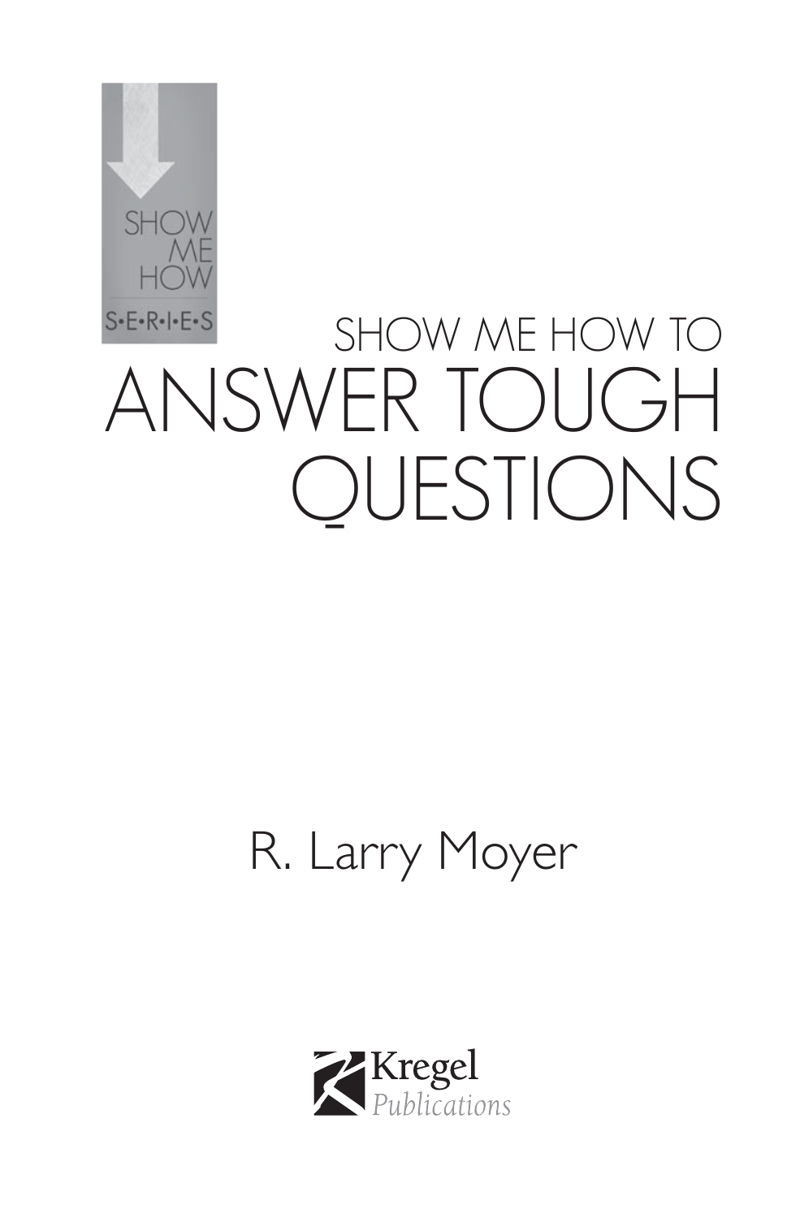SHOW ME HOW

S•E•R•I•E•S

# SHOW ME HOW TO ANSWER TOUGH QUESTIONS

R. Larry Moyer

Kregel Publications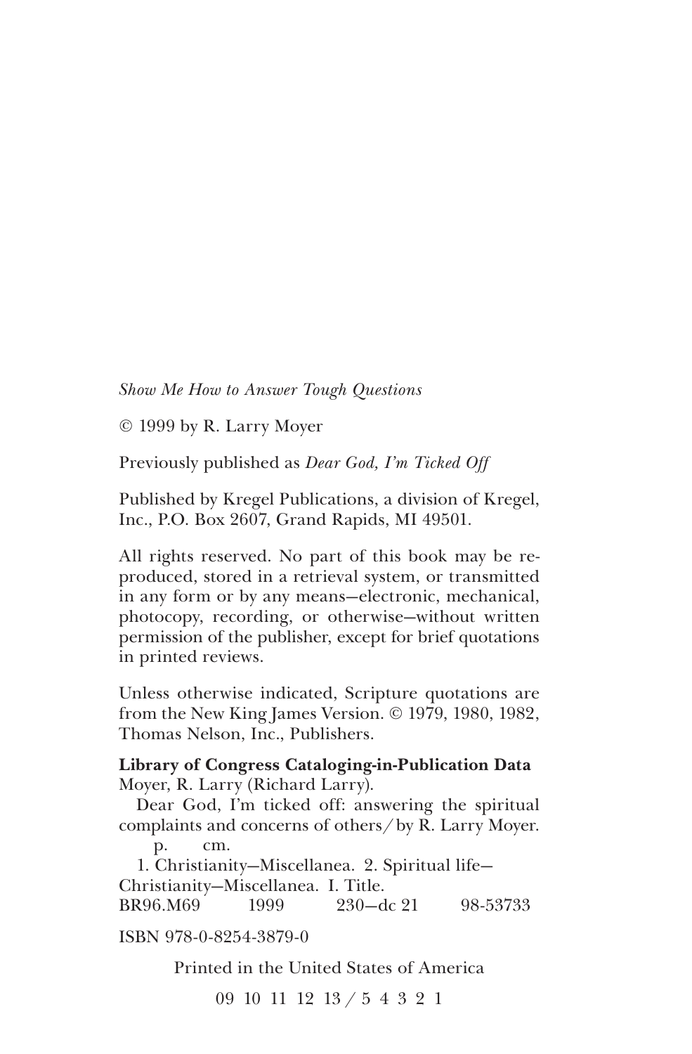*Show Me How to Answer Tough Questions*

© 1999 by R. Larry Moyer

Previously published as *Dear God, I'm Ticked Off*

Published by Kregel Publications, a division of Kregel, Inc., P.O. Box 2607, Grand Rapids, MI 49501.

All rights reserved. No part of this book may be reproduced, stored in a retrieval system, or transmitted in any form or by any means—electronic, mechanical, photocopy, recording, or otherwise—without written permission of the publisher, except for brief quotations in printed reviews.

Unless otherwise indicated, Scripture quotations are from the New King James Version. © 1979, 1980, 1982, Thomas Nelson, Inc., Publishers.

**Library of Congress Cataloging-in-Publication Data**
Moyer, R. Larry (Richard Larry).
Dear God, I'm ticked off: answering the spiritual complaints and concerns of others / by R. Larry Moyer.
p. cm.
1. Christianity—Miscellanea. 2. Spiritual life—Christianity—Miscellanea. I. Title.
BR96.M69 1999 230—dc 21 98-53733

ISBN 978-0-8254-3879-0

Printed in the United States of America

09 10 11 12 13 / 5 4 3 2 1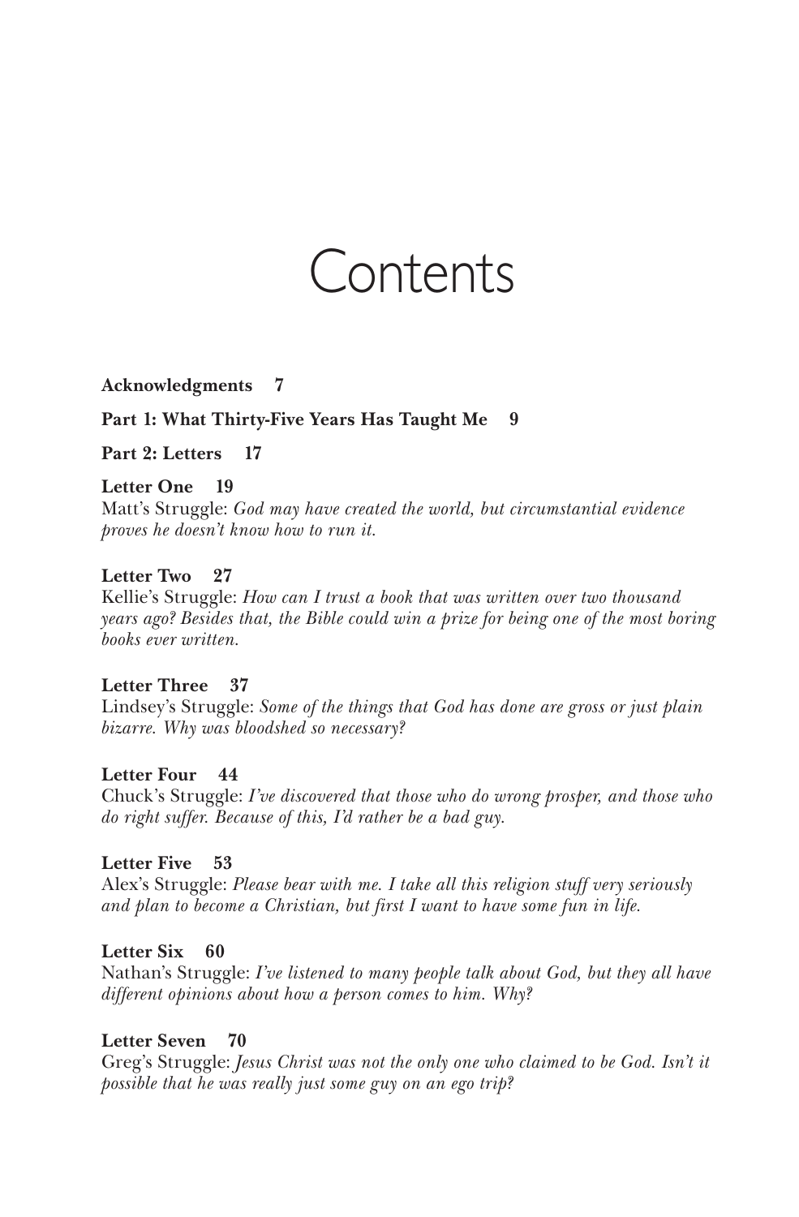# Contents

**Acknowledgments 7**

**Part 1: What Thirty-Five Years Has Taught Me 9**

**Part 2: Letters 17**

**Letter One 19**
Matt's Struggle: *God may have created the world, but circumstantial evidence proves he doesn't know how to run it.*

**Letter Two 27**
Kellie's Struggle: *How can I trust a book that was written over two thousand years ago? Besides that, the Bible could win a prize for being one of the most boring books ever written.*

**Letter Three 37**
Lindsey's Struggle: *Some of the things that God has done are gross or just plain bizarre. Why was bloodshed so necessary?*

**Letter Four 44**
Chuck's Struggle: *I've discovered that those who do wrong prosper, and those who do right suffer. Because of this, I'd rather be a bad guy.*

**Letter Five 53**
Alex's Struggle: *Please bear with me. I take all this religion stuff very seriously and plan to become a Christian, but first I want to have some fun in life.*

**Letter Six 60**
Nathan's Struggle: *I've listened to many people talk about God, but they all have different opinions about how a person comes to him. Why?*

**Letter Seven 70**
Greg's Struggle: *Jesus Christ was not the only one who claimed to be God. Isn't it possible that he was really just some guy on an ego trip?*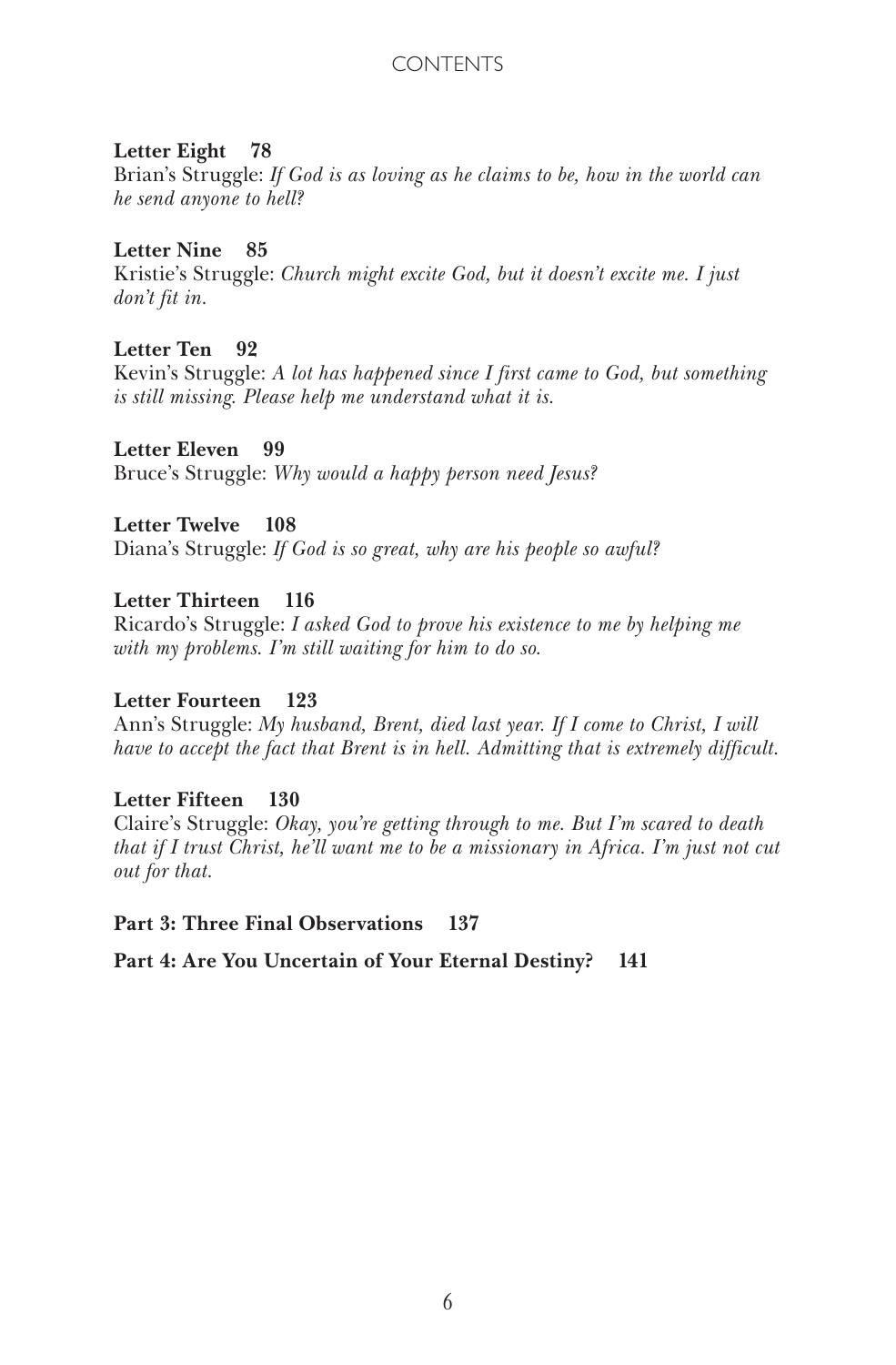**Letter Eight 78**
Brian's Struggle: *If God is as loving as he claims to be, how in the world can he send anyone to hell?*

**Letter Nine 85**
Kristie's Struggle: *Church might excite God, but it doesn't excite me. I just don't fit in.*

**Letter Ten 92**
Kevin's Struggle: *A lot has happened since I first came to God, but something is still missing. Please help me understand what it is.*

**Letter Eleven 99**
Bruce's Struggle: *Why would a happy person need Jesus?*

**Letter Twelve 108**
Diana's Struggle: *If God is so great, why are his people so awful?*

**Letter Thirteen 116**
Ricardo's Struggle: *I asked God to prove his existence to me by helping me with my problems. I'm still waiting for him to do so.*

**Letter Fourteen 123**
Ann's Struggle: *My husband, Brent, died last year. If I come to Christ, I will have to accept the fact that Brent is in hell. Admitting that is extremely difficult.*

**Letter Fifteen 130**
Claire's Struggle: *Okay, you're getting through to me. But I'm scared to death that if I trust Christ, he'll want me to be a missionary in Africa. I'm just not cut out for that.*

**Part 3: Three Final Observations 137**

**Part 4: Are You Uncertain of Your Eternal Destiny? 141**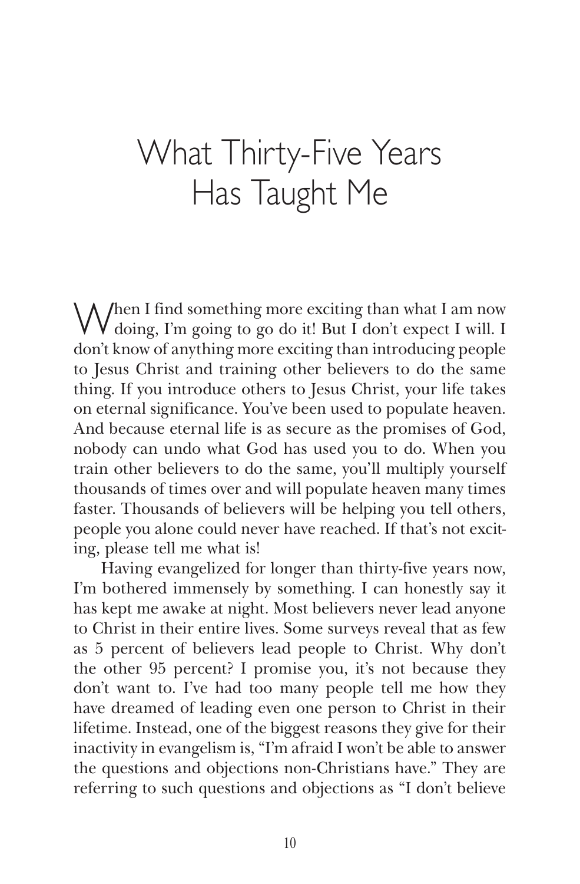# What Thirty-Five Years Has Taught Me

When I find something more exciting than what I am now doing, I'm going to go do it! But I don't expect I will. I don't know of anything more exciting than introducing people to Jesus Christ and training other believers to do the same thing. If you introduce others to Jesus Christ, your life takes on eternal significance. You've been used to populate heaven. And because eternal life is as secure as the promises of God, nobody can undo what God has used you to do. When you train other believers to do the same, you'll multiply yourself thousands of times over and will populate heaven many times faster. Thousands of believers will be helping you tell others, people you alone could never have reached. If that's not exciting, please tell me what is!

Having evangelized for longer than thirty-five years now, I'm bothered immensely by something. I can honestly say it has kept me awake at night. Most believers never lead anyone to Christ in their entire lives. Some surveys reveal that as few as 5 percent of believers lead people to Christ. Why don't the other 95 percent? I promise you, it's not because they don't want to. I've had too many people tell me how they have dreamed of leading even one person to Christ in their lifetime. Instead, one of the biggest reasons they give for their inactivity in evangelism is, "I'm afraid I won't be able to answer the questions and objections non-Christians have." They are referring to such questions and objections as "I don't believe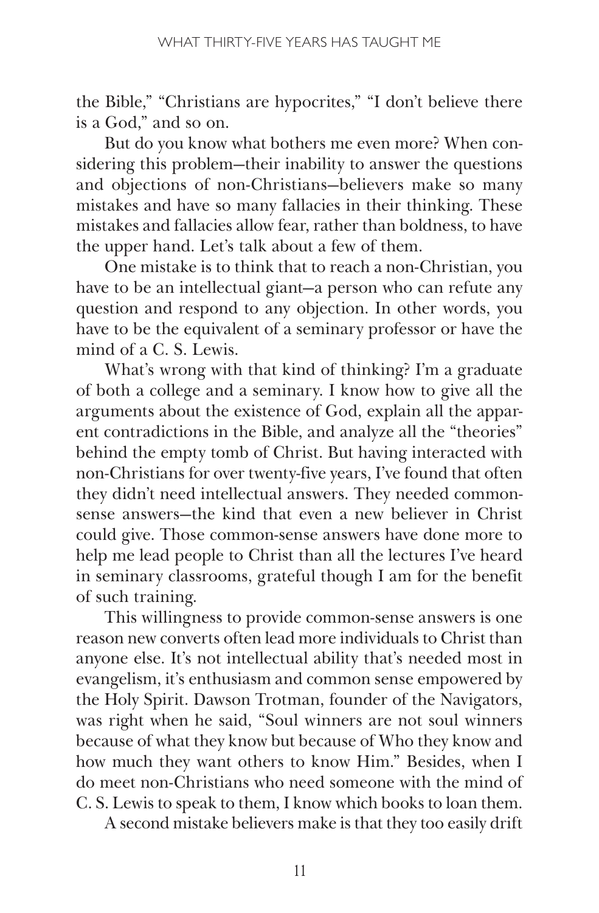the Bible," "Christians are hypocrites," "I don't believe there is a God," and so on.

But do you know what bothers me even more? When considering this problem—their inability to answer the questions and objections of non-Christians—believers make so many mistakes and have so many fallacies in their thinking. These mistakes and fallacies allow fear, rather than boldness, to have the upper hand. Let's talk about a few of them.

One mistake is to think that to reach a non-Christian, you have to be an intellectual giant—a person who can refute any question and respond to any objection. In other words, you have to be the equivalent of a seminary professor or have the mind of a C. S. Lewis.

What's wrong with that kind of thinking? I'm a graduate of both a college and a seminary. I know how to give all the arguments about the existence of God, explain all the apparent contradictions in the Bible, and analyze all the "theories" behind the empty tomb of Christ. But having interacted with non-Christians for over twenty-five years, I've found that often they didn't need intellectual answers. They needed common-sense answers—the kind that even a new believer in Christ could give. Those common-sense answers have done more to help me lead people to Christ than all the lectures I've heard in seminary classrooms, grateful though I am for the benefit of such training.

This willingness to provide common-sense answers is one reason new converts often lead more individuals to Christ than anyone else. It's not intellectual ability that's needed most in evangelism, it's enthusiasm and common sense empowered by the Holy Spirit. Dawson Trotman, founder of the Navigators, was right when he said, "Soul winners are not soul winners because of what they know but because of Who they know and how much they want others to know Him." Besides, when I do meet non-Christians who need someone with the mind of C. S. Lewis to speak to them, I know which books to loan them.

A second mistake believers make is that they too easily drift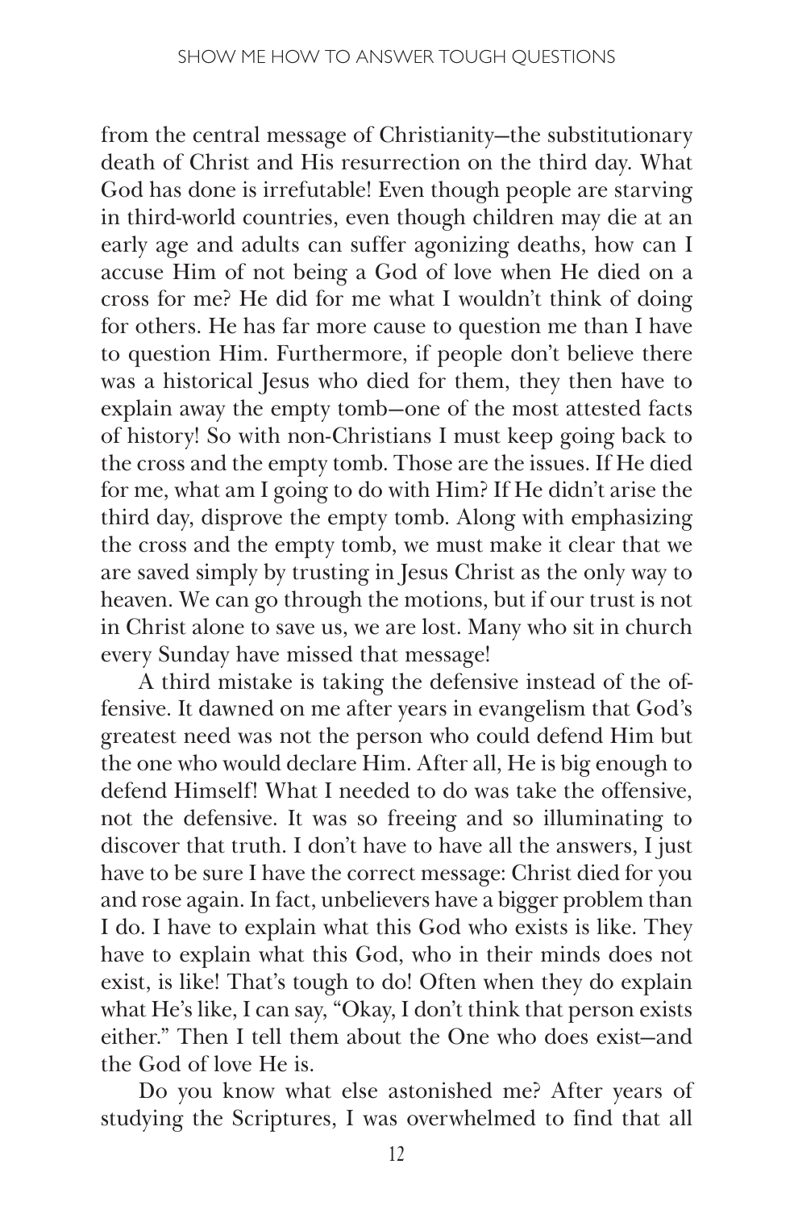from the central message of Christianity—the substitutionary death of Christ and His resurrection on the third day. What God has done is irrefutable! Even though people are starving in third-world countries, even though children may die at an early age and adults can suffer agonizing deaths, how can I accuse Him of not being a God of love when He died on a cross for me? He did for me what I wouldn't think of doing for others. He has far more cause to question me than I have to question Him. Furthermore, if people don't believe there was a historical Jesus who died for them, they then have to explain away the empty tomb—one of the most attested facts of history! So with non-Christians I must keep going back to the cross and the empty tomb. Those are the issues. If He died for me, what am I going to do with Him? If He didn't arise the third day, disprove the empty tomb. Along with emphasizing the cross and the empty tomb, we must make it clear that we are saved simply by trusting in Jesus Christ as the only way to heaven. We can go through the motions, but if our trust is not in Christ alone to save us, we are lost. Many who sit in church every Sunday have missed that message!

A third mistake is taking the defensive instead of the offensive. It dawned on me after years in evangelism that God's greatest need was not the person who could defend Him but the one who would declare Him. After all, He is big enough to defend Himself! What I needed to do was take the offensive, not the defensive. It was so freeing and so illuminating to discover that truth. I don't have to have all the answers, I just have to be sure I have the correct message: Christ died for you and rose again. In fact, unbelievers have a bigger problem than I do. I have to explain what this God who exists is like. They have to explain what this God, who in their minds does not exist, is like! That's tough to do! Often when they do explain what He's like, I can say, "Okay, I don't think that person exists either." Then I tell them about the One who does exist—and the God of love He is.

Do you know what else astonished me? After years of studying the Scriptures, I was overwhelmed to find that all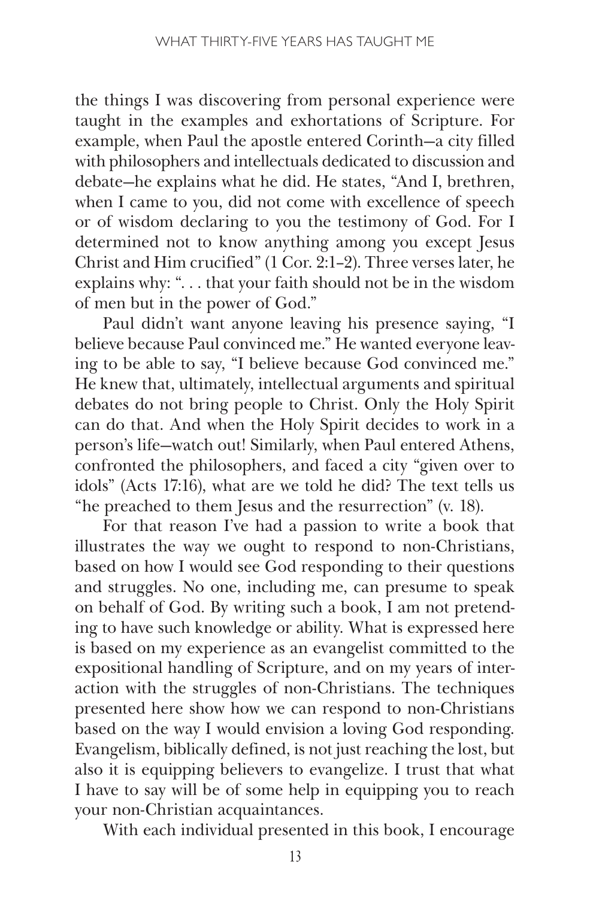the things I was discovering from personal experience were taught in the examples and exhortations of Scripture. For example, when Paul the apostle entered Corinth—a city filled with philosophers and intellectuals dedicated to discussion and debate—he explains what he did. He states, "And I, brethren, when I came to you, did not come with excellence of speech or of wisdom declaring to you the testimony of God. For I determined not to know anything among you except Jesus Christ and Him crucified" (1 Cor. 2:1–2). Three verses later, he explains why: ". . . that your faith should not be in the wisdom of men but in the power of God."

Paul didn't want anyone leaving his presence saying, "I believe because Paul convinced me." He wanted everyone leaving to be able to say, "I believe because God convinced me." He knew that, ultimately, intellectual arguments and spiritual debates do not bring people to Christ. Only the Holy Spirit can do that. And when the Holy Spirit decides to work in a person's life—watch out! Similarly, when Paul entered Athens, confronted the philosophers, and faced a city "given over to idols" (Acts 17:16), what are we told he did? The text tells us "he preached to them Jesus and the resurrection" (v. 18).

For that reason I've had a passion to write a book that illustrates the way we ought to respond to non-Christians, based on how I would see God responding to their questions and struggles. No one, including me, can presume to speak on behalf of God. By writing such a book, I am not pretending to have such knowledge or ability. What is expressed here is based on my experience as an evangelist committed to the expositional handling of Scripture, and on my years of interaction with the struggles of non-Christians. The techniques presented here show how we can respond to non-Christians based on the way I would envision a loving God responding. Evangelism, biblically defined, is not just reaching the lost, but also it is equipping believers to evangelize. I trust that what I have to say will be of some help in equipping you to reach your non-Christian acquaintances.

With each individual presented in this book, I encourage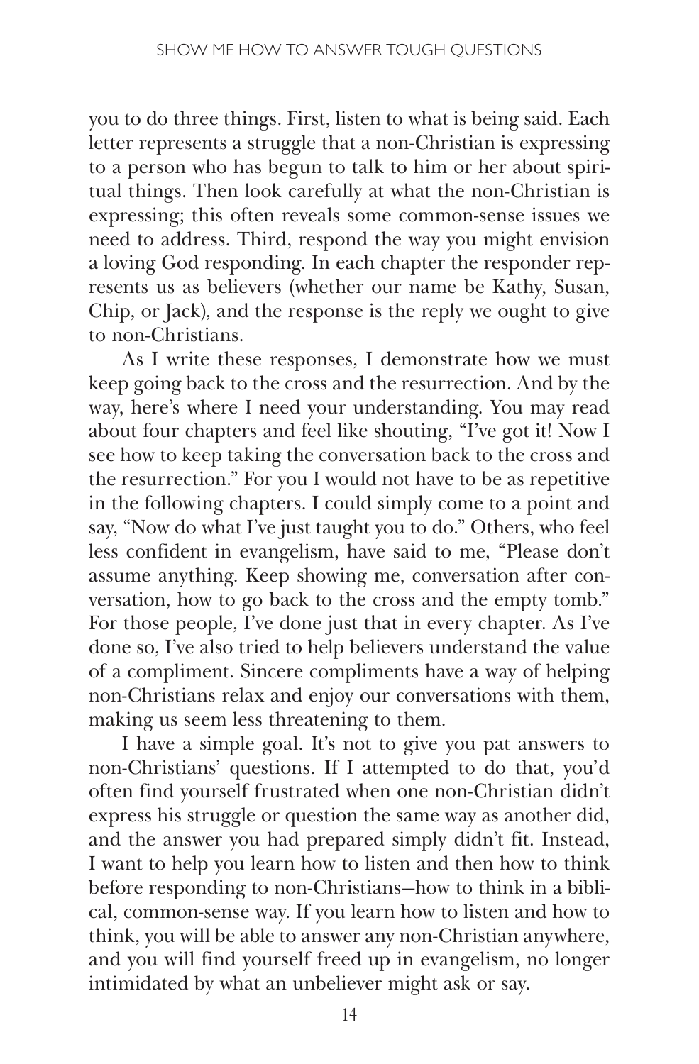you to do three things. First, listen to what is being said. Each letter represents a struggle that a non-Christian is expressing to a person who has begun to talk to him or her about spiritual things. Then look carefully at what the non-Christian is expressing; this often reveals some common-sense issues we need to address. Third, respond the way you might envision a loving God responding. In each chapter the responder represents us as believers (whether our name be Kathy, Susan, Chip, or Jack), and the response is the reply we ought to give to non-Christians.

As I write these responses, I demonstrate how we must keep going back to the cross and the resurrection. And by the way, here's where I need your understanding. You may read about four chapters and feel like shouting, "I've got it! Now I see how to keep taking the conversation back to the cross and the resurrection." For you I would not have to be as repetitive in the following chapters. I could simply come to a point and say, "Now do what I've just taught you to do." Others, who feel less confident in evangelism, have said to me, "Please don't assume anything. Keep showing me, conversation after conversation, how to go back to the cross and the empty tomb." For those people, I've done just that in every chapter. As I've done so, I've also tried to help believers understand the value of a compliment. Sincere compliments have a way of helping non-Christians relax and enjoy our conversations with them, making us seem less threatening to them.

I have a simple goal. It's not to give you pat answers to non-Christians' questions. If I attempted to do that, you'd often find yourself frustrated when one non-Christian didn't express his struggle or question the same way as another did, and the answer you had prepared simply didn't fit. Instead, I want to help you learn how to listen and then how to think before responding to non-Christians—how to think in a biblical, common-sense way. If you learn how to listen and how to think, you will be able to answer any non-Christian anywhere, and you will find yourself freed up in evangelism, no longer intimidated by what an unbeliever might ask or say.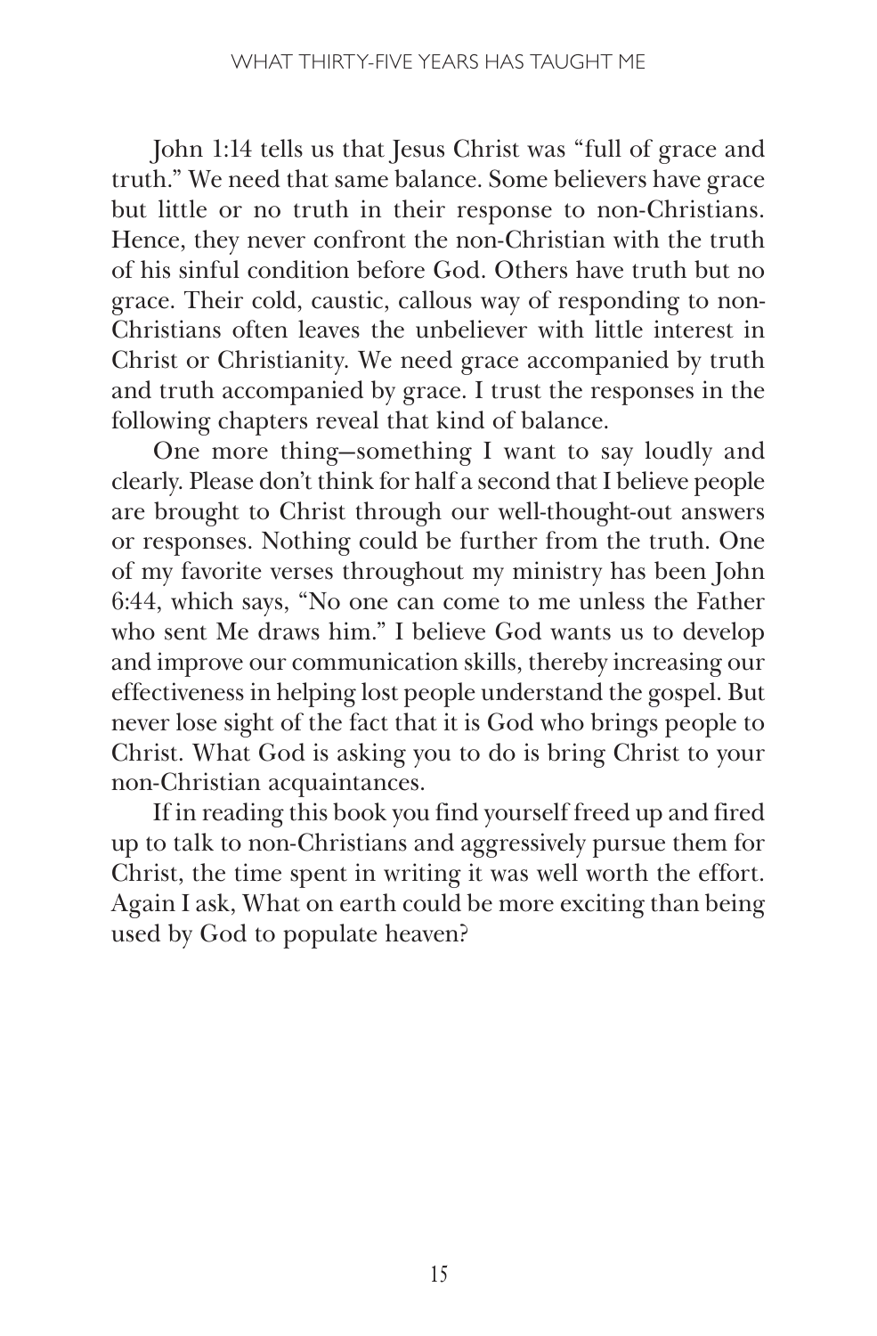John 1:14 tells us that Jesus Christ was "full of grace and truth." We need that same balance. Some believers have grace but little or no truth in their response to non-Christians. Hence, they never confront the non-Christian with the truth of his sinful condition before God. Others have truth but no grace. Their cold, caustic, callous way of responding to non-Christians often leaves the unbeliever with little interest in Christ or Christianity. We need grace accompanied by truth and truth accompanied by grace. I trust the responses in the following chapters reveal that kind of balance.

One more thing—something I want to say loudly and clearly. Please don't think for half a second that I believe people are brought to Christ through our well-thought-out answers or responses. Nothing could be further from the truth. One of my favorite verses throughout my ministry has been John 6:44, which says, "No one can come to me unless the Father who sent Me draws him." I believe God wants us to develop and improve our communication skills, thereby increasing our effectiveness in helping lost people understand the gospel. But never lose sight of the fact that it is God who brings people to Christ. What God is asking you to do is bring Christ to your non-Christian acquaintances.

If in reading this book you find yourself freed up and fired up to talk to non-Christians and aggressively pursue them for Christ, the time spent in writing it was well worth the effort. Again I ask, What on earth could be more exciting than being used by God to populate heaven?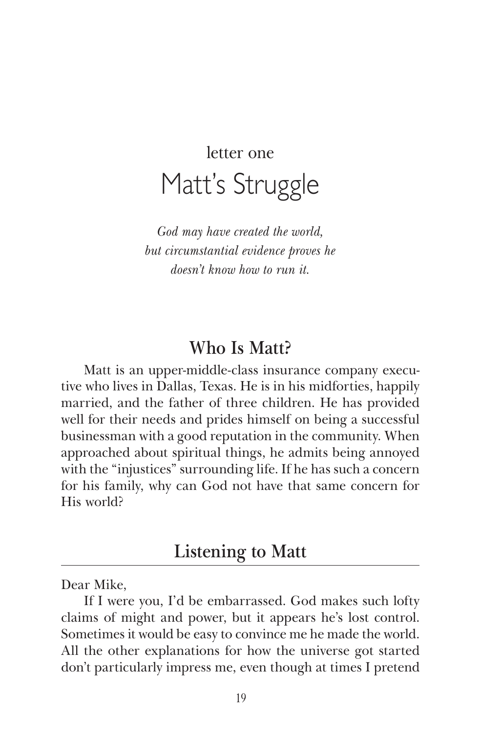# letter one
# Matt's Struggle

*God may have created the world,*
*but circumstantial evidence proves he*
*doesn't know how to run it.*

## Who Is Matt?

Matt is an upper-middle-class insurance company executive who lives in Dallas, Texas. He is in his midforties, happily married, and the father of three children. He has provided well for their needs and prides himself on being a successful businessman with a good reputation in the community. When approached about spiritual things, he admits being annoyed with the "injustices" surrounding life. If he has such a concern for his family, why can God not have that same concern for His world?

## Listening to Matt

Dear Mike,

If I were you, I'd be embarrassed. God makes such lofty claims of might and power, but it appears he's lost control. Sometimes it would be easy to convince me he made the world. All the other explanations for how the universe got started don't particularly impress me, even though at times I pretend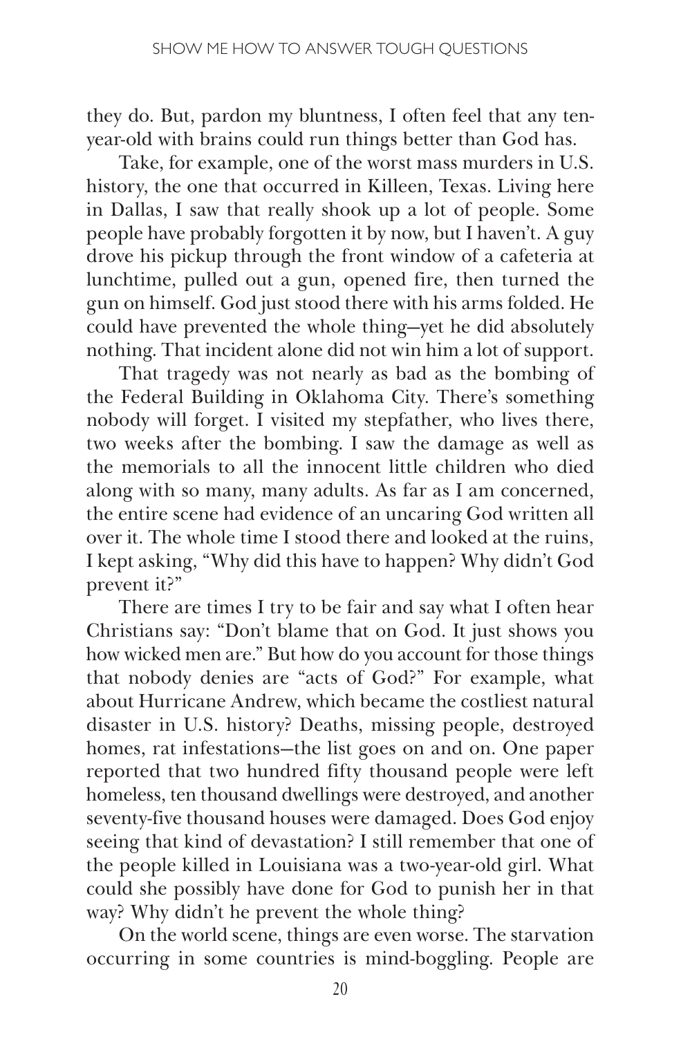they do. But, pardon my bluntness, I often feel that any ten-year-old with brains could run things better than God has.

Take, for example, one of the worst mass murders in U.S. history, the one that occurred in Killeen, Texas. Living here in Dallas, I saw that really shook up a lot of people. Some people have probably forgotten it by now, but I haven't. A guy drove his pickup through the front window of a cafeteria at lunchtime, pulled out a gun, opened fire, then turned the gun on himself. God just stood there with his arms folded. He could have prevented the whole thing—yet he did absolutely nothing. That incident alone did not win him a lot of support.

That tragedy was not nearly as bad as the bombing of the Federal Building in Oklahoma City. There's something nobody will forget. I visited my stepfather, who lives there, two weeks after the bombing. I saw the damage as well as the memorials to all the innocent little children who died along with so many, many adults. As far as I am concerned, the entire scene had evidence of an uncaring God written all over it. The whole time I stood there and looked at the ruins, I kept asking, "Why did this have to happen? Why didn't God prevent it?"

There are times I try to be fair and say what I often hear Christians say: "Don't blame that on God. It just shows you how wicked men are." But how do you account for those things that nobody denies are "acts of God?" For example, what about Hurricane Andrew, which became the costliest natural disaster in U.S. history? Deaths, missing people, destroyed homes, rat infestations—the list goes on and on. One paper reported that two hundred fifty thousand people were left homeless, ten thousand dwellings were destroyed, and another seventy-five thousand houses were damaged. Does God enjoy seeing that kind of devastation? I still remember that one of the people killed in Louisiana was a two-year-old girl. What could she possibly have done for God to punish her in that way? Why didn't he prevent the whole thing?

On the world scene, things are even worse. The starvation occurring in some countries is mind-boggling. People are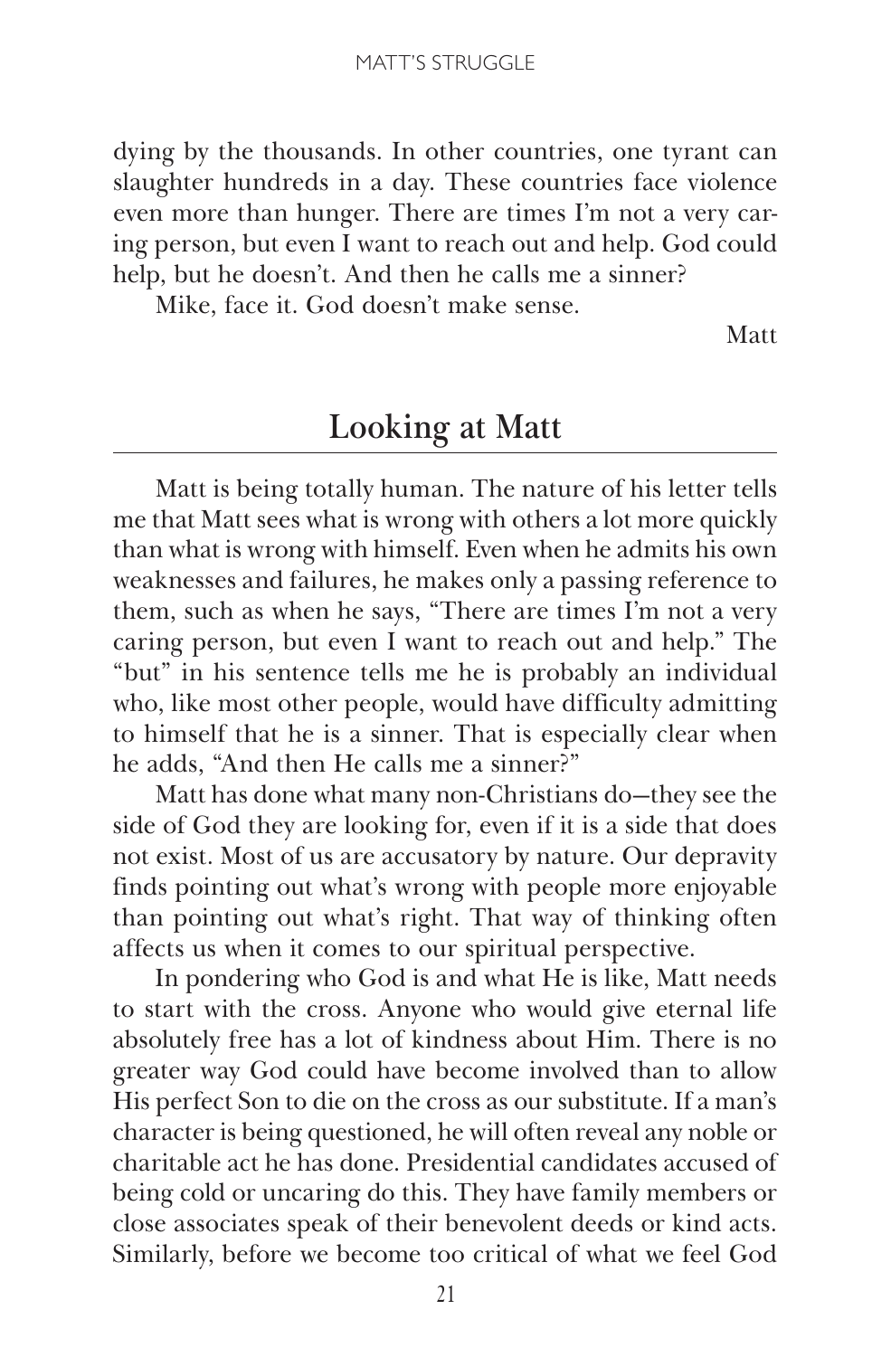dying by the thousands. In other countries, one tyrant can slaughter hundreds in a day. These countries face violence even more than hunger. There are times I'm not a very caring person, but even I want to reach out and help. God could help, but he doesn't. And then he calls me a sinner?

Mike, face it. God doesn't make sense.

Matt

## Looking at Matt

Matt is being totally human. The nature of his letter tells me that Matt sees what is wrong with others a lot more quickly than what is wrong with himself. Even when he admits his own weaknesses and failures, he makes only a passing reference to them, such as when he says, "There are times I'm not a very caring person, but even I want to reach out and help." The "but" in his sentence tells me he is probably an individual who, like most other people, would have difficulty admitting to himself that he is a sinner. That is especially clear when he adds, "And then He calls me a sinner?"

Matt has done what many non-Christians do—they see the side of God they are looking for, even if it is a side that does not exist. Most of us are accusatory by nature. Our depravity finds pointing out what's wrong with people more enjoyable than pointing out what's right. That way of thinking often affects us when it comes to our spiritual perspective.

In pondering who God is and what He is like, Matt needs to start with the cross. Anyone who would give eternal life absolutely free has a lot of kindness about Him. There is no greater way God could have become involved than to allow His perfect Son to die on the cross as our substitute. If a man's character is being questioned, he will often reveal any noble or charitable act he has done. Presidential candidates accused of being cold or uncaring do this. They have family members or close associates speak of their benevolent deeds or kind acts. Similarly, before we become too critical of what we feel God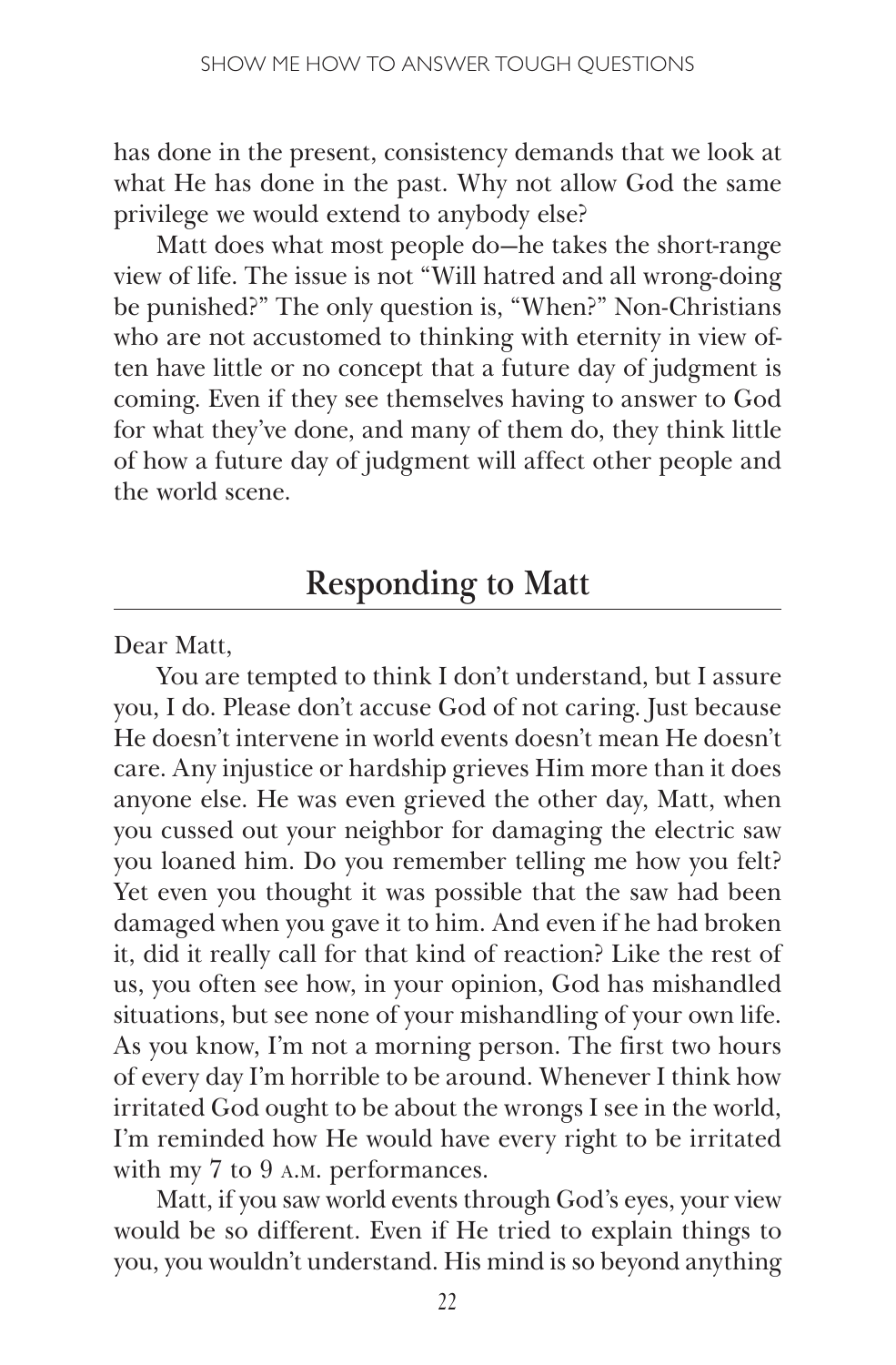has done in the present, consistency demands that we look at what He has done in the past. Why not allow God the same privilege we would extend to anybody else?

Matt does what most people do—he takes the short-range view of life. The issue is not "Will hatred and all wrong-doing be punished?" The only question is, "When?" Non-Christians who are not accustomed to thinking with eternity in view often have little or no concept that a future day of judgment is coming. Even if they see themselves having to answer to God for what they've done, and many of them do, they think little of how a future day of judgment will affect other people and the world scene.

## Responding to Matt

Dear Matt,

You are tempted to think I don't understand, but I assure you, I do. Please don't accuse God of not caring. Just because He doesn't intervene in world events doesn't mean He doesn't care. Any injustice or hardship grieves Him more than it does anyone else. He was even grieved the other day, Matt, when you cussed out your neighbor for damaging the electric saw you loaned him. Do you remember telling me how you felt? Yet even you thought it was possible that the saw had been damaged when you gave it to him. And even if he had broken it, did it really call for that kind of reaction? Like the rest of us, you often see how, in your opinion, God has mishandled situations, but see none of your mishandling of your own life. As you know, I'm not a morning person. The first two hours of every day I'm horrible to be around. Whenever I think how irritated God ought to be about the wrongs I see in the world, I'm reminded how He would have every right to be irritated with my 7 to 9 A.M. performances.

Matt, if you saw world events through God's eyes, your view would be so different. Even if He tried to explain things to you, you wouldn't understand. His mind is so beyond anything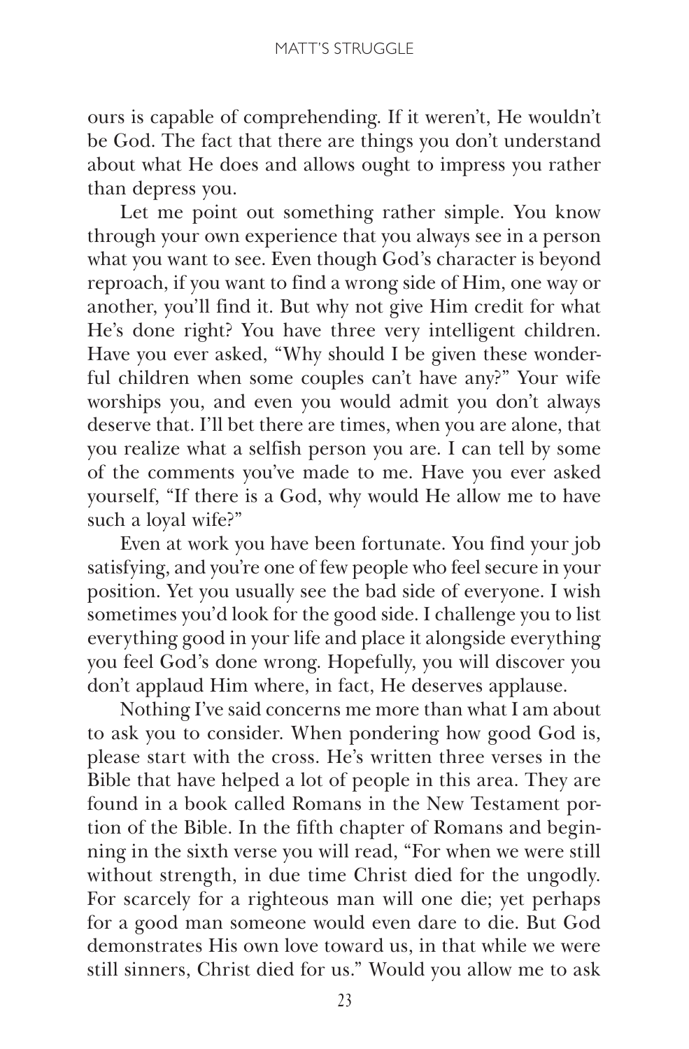ours is capable of comprehending. If it weren't, He wouldn't be God. The fact that there are things you don't understand about what He does and allows ought to impress you rather than depress you.

Let me point out something rather simple. You know through your own experience that you always see in a person what you want to see. Even though God's character is beyond reproach, if you want to find a wrong side of Him, one way or another, you'll find it. But why not give Him credit for what He's done right? You have three very intelligent children. Have you ever asked, "Why should I be given these wonderful children when some couples can't have any?" Your wife worships you, and even you would admit you don't always deserve that. I'll bet there are times, when you are alone, that you realize what a selfish person you are. I can tell by some of the comments you've made to me. Have you ever asked yourself, "If there is a God, why would He allow me to have such a loyal wife?"

Even at work you have been fortunate. You find your job satisfying, and you're one of few people who feel secure in your position. Yet you usually see the bad side of everyone. I wish sometimes you'd look for the good side. I challenge you to list everything good in your life and place it alongside everything you feel God's done wrong. Hopefully, you will discover you don't applaud Him where, in fact, He deserves applause.

Nothing I've said concerns me more than what I am about to ask you to consider. When pondering how good God is, please start with the cross. He's written three verses in the Bible that have helped a lot of people in this area. They are found in a book called Romans in the New Testament portion of the Bible. In the fifth chapter of Romans and beginning in the sixth verse you will read, "For when we were still without strength, in due time Christ died for the ungodly. For scarcely for a righteous man will one die; yet perhaps for a good man someone would even dare to die. But God demonstrates His own love toward us, in that while we were still sinners, Christ died for us." Would you allow me to ask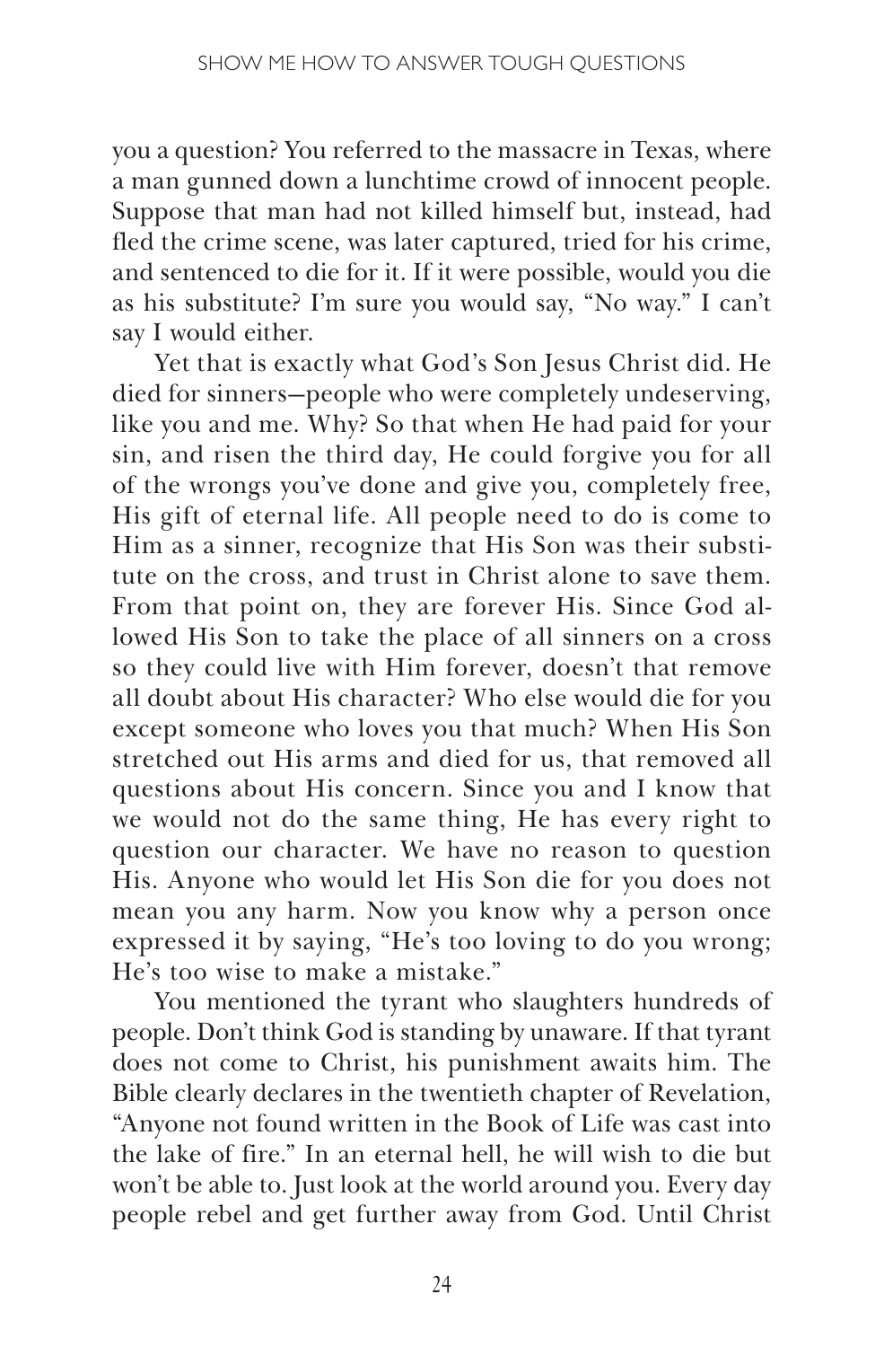you a question? You referred to the massacre in Texas, where a man gunned down a lunchtime crowd of innocent people. Suppose that man had not killed himself but, instead, had fled the crime scene, was later captured, tried for his crime, and sentenced to die for it. If it were possible, would you die as his substitute? I'm sure you would say, "No way." I can't say I would either.

Yet that is exactly what God's Son Jesus Christ did. He died for sinners—people who were completely undeserving, like you and me. Why? So that when He had paid for your sin, and risen the third day, He could forgive you for all of the wrongs you've done and give you, completely free, His gift of eternal life. All people need to do is come to Him as a sinner, recognize that His Son was their substitute on the cross, and trust in Christ alone to save them. From that point on, they are forever His. Since God allowed His Son to take the place of all sinners on a cross so they could live with Him forever, doesn't that remove all doubt about His character? Who else would die for you except someone who loves you that much? When His Son stretched out His arms and died for us, that removed all questions about His concern. Since you and I know that we would not do the same thing, He has every right to question our character. We have no reason to question His. Anyone who would let His Son die for you does not mean you any harm. Now you know why a person once expressed it by saying, "He's too loving to do you wrong; He's too wise to make a mistake."

You mentioned the tyrant who slaughters hundreds of people. Don't think God is standing by unaware. If that tyrant does not come to Christ, his punishment awaits him. The Bible clearly declares in the twentieth chapter of Revelation, "Anyone not found written in the Book of Life was cast into the lake of fire." In an eternal hell, he will wish to die but won't be able to. Just look at the world around you. Every day people rebel and get further away from God. Until Christ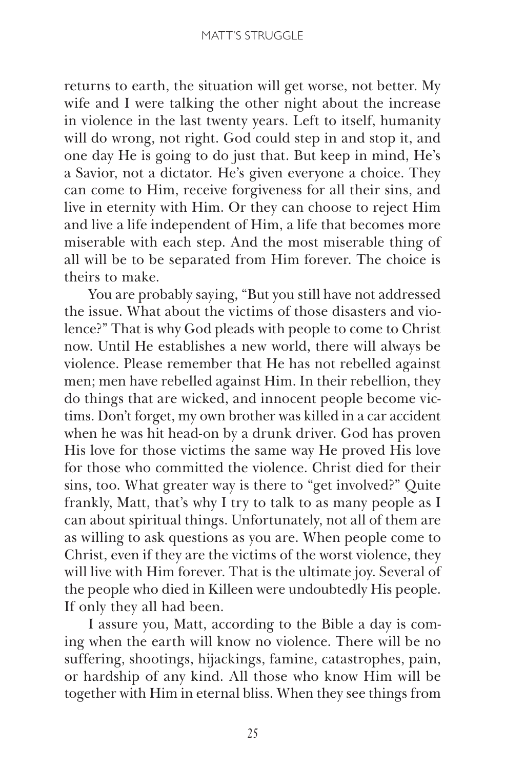returns to earth, the situation will get worse, not better. My wife and I were talking the other night about the increase in violence in the last twenty years. Left to itself, humanity will do wrong, not right. God could step in and stop it, and one day He is going to do just that. But keep in mind, He's a Savior, not a dictator. He's given everyone a choice. They can come to Him, receive forgiveness for all their sins, and live in eternity with Him. Or they can choose to reject Him and live a life independent of Him, a life that becomes more miserable with each step. And the most miserable thing of all will be to be separated from Him forever. The choice is theirs to make.

You are probably saying, "But you still have not addressed the issue. What about the victims of those disasters and violence?" That is why God pleads with people to come to Christ now. Until He establishes a new world, there will always be violence. Please remember that He has not rebelled against men; men have rebelled against Him. In their rebellion, they do things that are wicked, and innocent people become victims. Don't forget, my own brother was killed in a car accident when he was hit head-on by a drunk driver. God has proven His love for those victims the same way He proved His love for those who committed the violence. Christ died for their sins, too. What greater way is there to "get involved?" Quite frankly, Matt, that's why I try to talk to as many people as I can about spiritual things. Unfortunately, not all of them are as willing to ask questions as you are. When people come to Christ, even if they are the victims of the worst violence, they will live with Him forever. That is the ultimate joy. Several of the people who died in Killeen were undoubtedly His people. If only they all had been.

I assure you, Matt, according to the Bible a day is coming when the earth will know no violence. There will be no suffering, shootings, hijackings, famine, catastrophes, pain, or hardship of any kind. All those who know Him will be together with Him in eternal bliss. When they see things from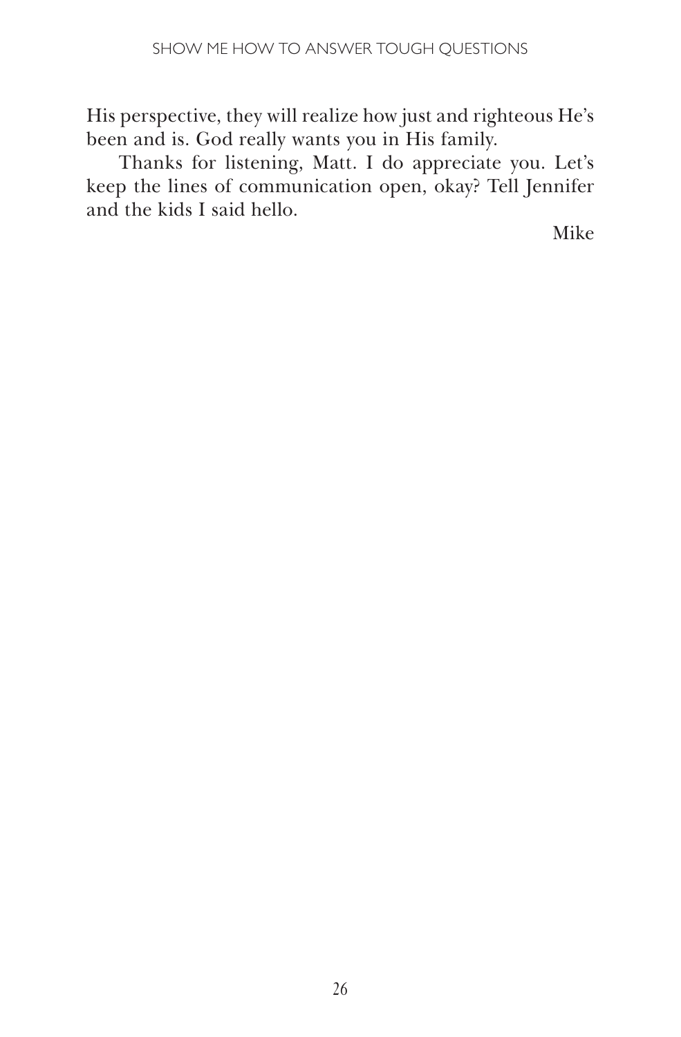His perspective, they will realize how just and righteous He's been and is. God really wants you in His family.

Thanks for listening, Matt. I do appreciate you. Let's keep the lines of communication open, okay? Tell Jennifer and the kids I said hello.

Mike